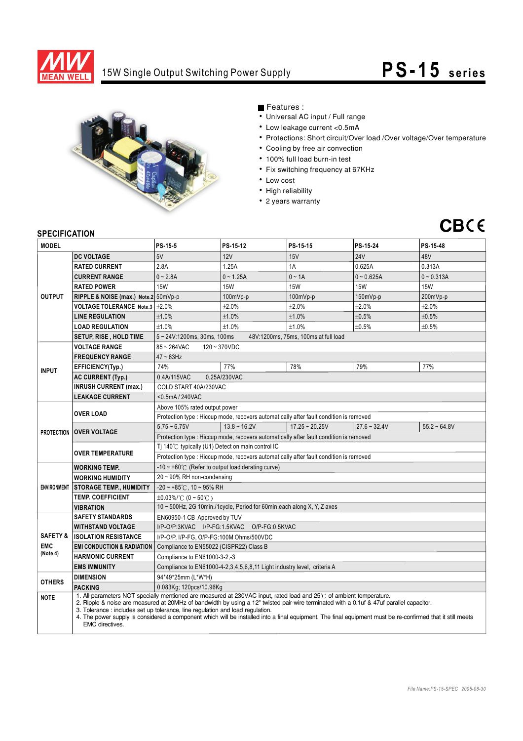# 15W Single Output Switching Power Supply

## PS-15 series

■ Features :

- Universal AC input / Full range
- Low leakage current <0.5mA
- Protections: Short circuit/Over load /Over voltage/Over temperature
- Cooling by free air convection
- 100% full load burn-in test
- Fix switching frequency at 67KHz
- Low cost
- High reliability
- 2 years warranty

CB CE

## SPECIFICATION

| MODEL | | PS-15-5 | PS-15-12 | PS-15-15 | PS-15-24 | PS-15-48 |
|---|---|---|---|---|---|---|
| OUTPUT | DC VOLTAGE | 5V | 12V | 15V | 24V | 48V |
| | RATED CURRENT | 2.8A | 1.25A | 1A | 0.625A | 0.313A |
| | CURRENT RANGE | 0 ~ 2.8A | 0 ~ 1.25A | 0 ~ 1A | 0 ~ 0.625A | 0 ~ 0.313A |
| | RATED POWER | 15W | 15W | 15W | 15W | 15W |
| | RIPPLE & NOISE (max.) Note.2 | 50mVp-p | 100mVp-p | 100mVp-p | 150mVp-p | 200mVp-p |
| | VOLTAGE TOLERANCE Note.3 | ±2.0% | ±2.0% | ±2.0% | ±2.0% | ±2.0% |
| | LINE REGULATION | ±1.0% | ±1.0% | ±1.0% | ±0.5% | ±0.5% |
| | LOAD REGULATION | ±1.0% | ±1.0% | ±1.0% | ±0.5% | ±0.5% |
| | SETUP, RISE , HOLD TIME | 5 ~ 24V:1200ms, 30ms, 100ms 48V:1200ms, 75ms, 100ms at full load | | | | |
| INPUT | VOLTAGE RANGE | 85 ~ 264VAC 120 ~ 370VDC | | | | |
| | FREQUENCY RANGE | 47 ~ 63Hz | | | | |
| | EFFICIENCY(Typ.) | 74% | 77% | 78% | 79% | 77% |
| | AC CURRENT (Typ.) | 0.4A/115VAC 0.25A/230VAC | | | | |
| | INRUSH CURRENT (max.) | COLD START 40A/230VAC | | | | |
| | LEAKAGE CURRENT | <0.5mA / 240VAC | | | | |
| PROTECTION | OVER LOAD | Above 105% rated output power | | | | |
| | | Protection type : Hiccup mode, recovers automatically after fault condition is removed | | | | |
| | OVER VOLTAGE | 5.75 ~ 6.75V | 13.8 ~ 16.2V | 17.25 ~ 20.25V | 27.6 ~ 32.4V | 55.2 ~ 64.8V |
| | | Protection type : Hiccup mode, recovers automatically after fault condition is removed | | | | |
| | OVER TEMPERATURE | Tj 140℃ typically (U1) Detect on main control IC | | | | |
| | | Protection type : Hiccup mode, recovers automatically after fault condition is removed | | | | |
| ENVIRONMENT | WORKING TEMP. | -10 ~ +60℃ (Refer to output load derating curve) | | | | |
| | WORKING HUMIDITY | 20 ~ 90% RH non-condensing | | | | |
| | STORAGE TEMP., HUMIDITY | -20 ~ +85℃, 10 ~ 95% RH | | | | |
| | TEMP. COEFFICIENT | ±0.03%/℃ (0 ~ 50℃ ) | | | | |
| | VIBRATION | 10 ~ 500Hz, 2G 10min./1cycle, Period for 60min.each along X, Y, Z axes | | | | |
| SAFETY & EMC (Note 4) | SAFETY STANDARDS | EN60950-1 CB Approved by TUV | | | | |
| | WITHSTAND VOLTAGE | I/P-O/P:3KVAC I/P-FG:1.5KVAC O/P-FG:0.5KVAC | | | | |
| | ISOLATION RESISTANCE | I/P-O/P, I/P-FG, O/P-FG:100M Ohms/500VDC | | | | |
| | EMI CONDUCTION & RADIATION | Compliance to EN55022 (CISPR22) Class B | | | | |
| | HARMONIC CURRENT | Compliance to EN61000-3-2,-3 | | | | |
| | EMS IMMUNITY | Compliance to EN61000-4-2,3,4,5,6,8,11 Light industry level, criteria A | | | | |
| OTHERS | DIMENSION | 94*49*25mm (L*W*H) | | | | |
| | PACKING | 0.083Kg; 120pcs/10.96Kg | | | | |

**NOTE**

1. All parameters NOT specially mentioned are measured at 230VAC input, rated load and 25℃ of ambient temperature.
2. Ripple & noise are measured at 20MHz of bandwidth by using a 12" twisted pair-wire terminated with a 0.1uf & 47uf parallel capacitor.
3. Tolerance : includes set up tolerance, line regulation and load regulation.
4. The power supply is considered a component which will be installed into a final equipment. The final equipment must be re-confirmed that it still meets EMC directives.

*File Name:PS-15-SPEC 2005-08-30*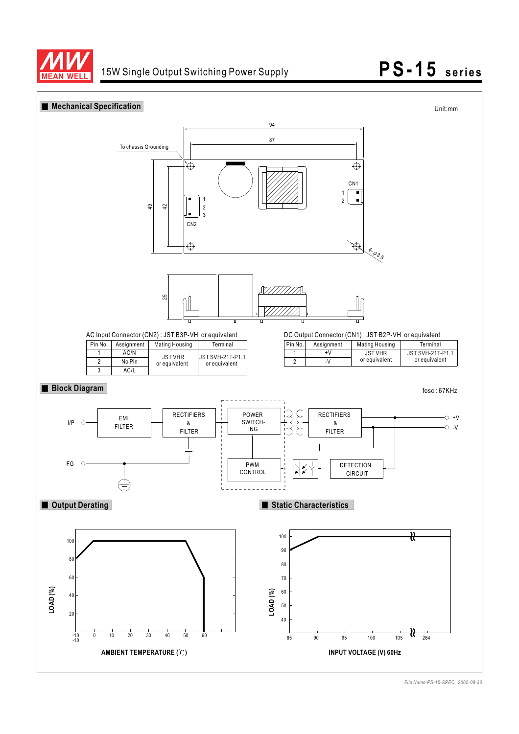15W Single Output Switching Power Supply

# PS-15 series

## Mechanical Specification

Unit:mm

94
87
To chassis Grounding
49
42
CN1
1
2
1
2
3
CN2
4-φ3.5
25

AC Input Connector (CN2) : JST B3P-VH or equivalent

| Pin No. | Assignment | Mating Housing | Terminal |
|---|---|---|---|
| 1 | AC/N | JST VHR or equivalent | JST SVH-21T-P1.1 or equivalent |
| 2 | No Pin | | |
| 3 | AC/L | | |

DC Output Connector (CN1) : JST B2P-VH or equivalent

| Pin No. | Assignment | Mating Housing | Terminal |
|---|---|---|---|
| 1 | +V | JST VHR or equivalent | JST SVH-21T-P1.1 or equivalent |
| 2 | -V | | |

## Block Diagram

fosc : 67KHz

I/P
EMI FILTER
RECTIFIERS & FILTER
POWER SWITCH-ING
RECTIFIERS & FILTER
+V
-V
FG
PWM CONTROL
DETECTION CIRCUIT

## Output Derating

LOAD (%)
100
80
60
40
20
-10
0
10
20
30
40
50
60
AMBIENT TEMPERATURE (℃)

## Static Characteristics

LOAD (%)
100
90
80
70
60
50
40
85
90
95
100
105
264
INPUT VOLTAGE (V) 60Hz

*File Name:PS-15-SPEC 2005-08-30*